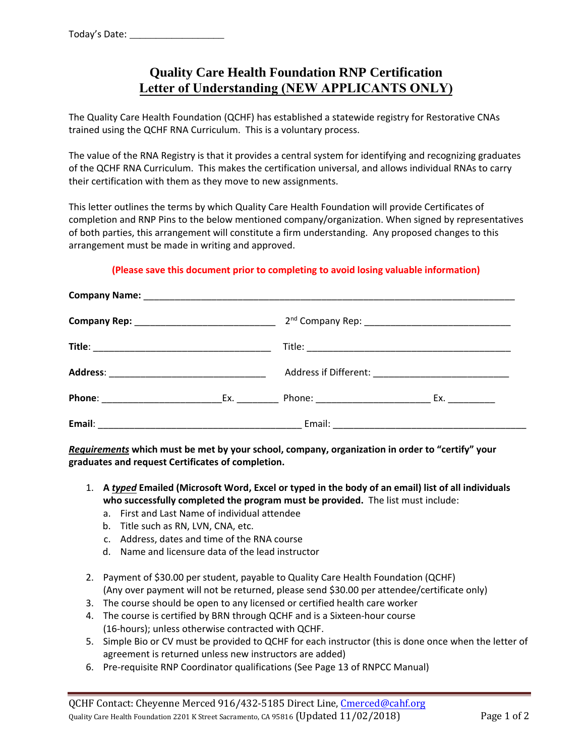Today's Date: ___________________

# Quality Care Health Foundation RNP Certification
## Letter of Understanding (NEW APPLICANTS ONLY)

The Quality Care Health Foundation (QCHF) has established a statewide registry for Restorative CNAs trained using the QCHF RNA Curriculum. This is a voluntary process.

The value of the RNA Registry is that it provides a central system for identifying and recognizing graduates of the QCHF RNA Curriculum. This makes the certification universal, and allows individual RNAs to carry their certification with them as they move to new assignments.

This letter outlines the terms by which Quality Care Health Foundation will provide Certificates of completion and RNP Pins to the below mentioned company/organization. When signed by representatives of both parties, this arrangement will constitute a firm understanding. Any proposed changes to this arrangement must be made in writing and approved.

**(Please save this document prior to completing to avoid losing valuable information)**

**Company Name:** ___________________________________________________________________________

**Company Rep:** ____________________________ 2nd Company Rep: ______________________________

**Title**: ____________________________________ Title: __________________________________________

**Address**: ________________________________ Address if Different: ___________________________

**Phone**: ________________________Ex. ________ Phone: ______________________ Ex. _________

**Email**: __________________________________________ Email: ______________________________________

***Requirements*** **which must be met by your school, company, organization in order to "certify" your graduates and request Certificates of completion.**

1. **A *typed* Emailed (Microsoft Word, Excel or typed in the body of an email) list of all individuals who successfully completed the program must be provided.** The list must include:
   a. First and Last Name of individual attendee
   b. Title such as RN, LVN, CNA, etc.
   c. Address, dates and time of the RNA course
   d. Name and licensure data of the lead instructor

2. Payment of $30.00 per student, payable to Quality Care Health Foundation (QCHF) (Any over payment will not be returned, please send $30.00 per attendee/certificate only)
3. The course should be open to any licensed or certified health care worker
4. The course is certified by BRN through QCHF and is a Sixteen-hour course (16-hours); unless otherwise contracted with QCHF.
5. Simple Bio or CV must be provided to QCHF for each instructor (this is done once when the letter of agreement is returned unless new instructors are added)
6. Pre-requisite RNP Coordinator qualifications (See Page 13 of RNPCC Manual)

QCHF Contact: Cheyenne Merced 916/432-5185 Direct Line, Cmerced@cahf.org
Quality Care Health Foundation 2201 K Street Sacramento, CA 95816 (Updated 11/02/2018)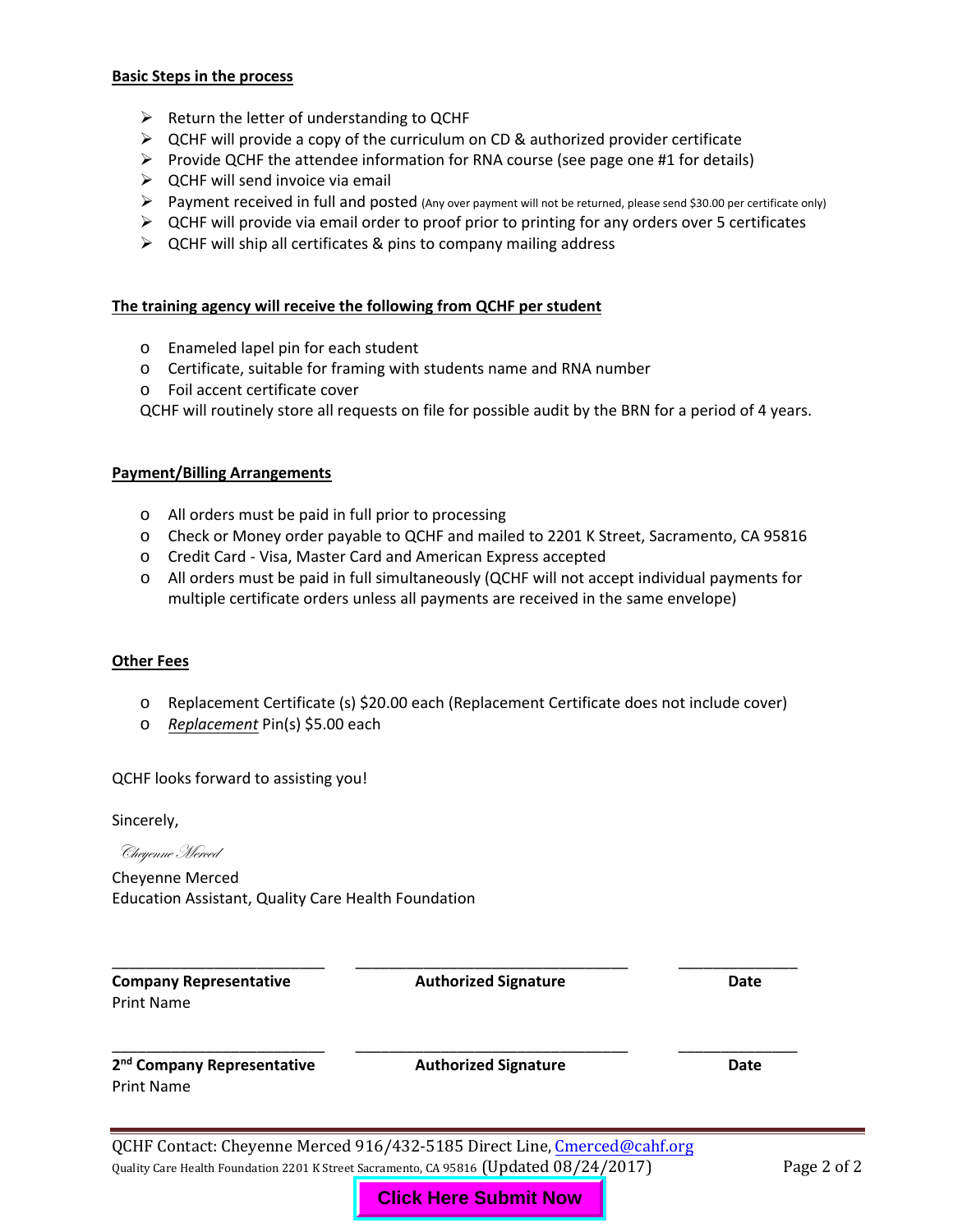**Basic Steps in the process**

- Return the letter of understanding to QCHF
- QCHF will provide a copy of the curriculum on CD & authorized provider certificate
- Provide QCHF the attendee information for RNA course (see page one #1 for details)
- QCHF will send invoice via email
- Payment received in full and posted (Any over payment will not be returned, please send $30.00 per certificate only)
- QCHF will provide via email order to proof prior to printing for any orders over 5 certificates
- QCHF will ship all certificates & pins to company mailing address

**The training agency will receive the following from QCHF per student**

- Enameled lapel pin for each student
- Certificate, suitable for framing with students name and RNA number
- Foil accent certificate cover

QCHF will routinely store all requests on file for possible audit by the BRN for a period of 4 years.

**Payment/Billing Arrangements**

- All orders must be paid in full prior to processing
- Check or Money order payable to QCHF and mailed to 2201 K Street, Sacramento, CA 95816
- Credit Card - Visa, Master Card and American Express accepted
- All orders must be paid in full simultaneously (QCHF will not accept individual payments for multiple certificate orders unless all payments are received in the same envelope)

**Other Fees**

- Replacement Certificate (s) $20.00 each (Replacement Certificate does not include cover)
- *Replacement* Pin(s) $5.00 each

QCHF looks forward to assisting you!

Sincerely,

Cheyenne Merced

Cheyenne Merced
Education Assistant, Quality Care Health Foundation

| ______________________ | ______________________ | ______________ |
|---|---|---|
| **Company Representative** Print Name | **Authorized Signature** | **Date** |

| ______________________ | ______________________ | ______________ |
|---|---|---|
| **2nd Company Representative** Print Name | **Authorized Signature** | **Date** |

QCHF Contact: Cheyenne Merced 916/432-5185 Direct Line, Cmerced@cahf.org
Quality Care Health Foundation 2201 K Street Sacramento, CA 95816 (Updated 08/24/2017)

Click Here Submit Now